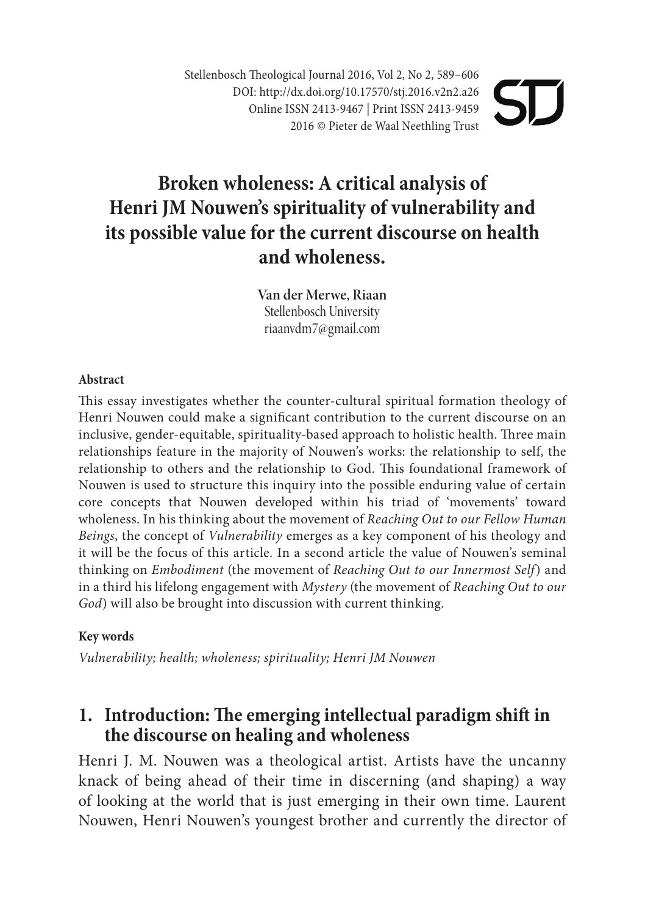Stellenbosch Theological Journal 2016, Vol 2, No 2, 589–606
DOI: http://dx.doi.org/10.17570/stj.2016.v2n2.a26
Online ISSN 2413-9467 | Print ISSN 2413-9459
2016 © Pieter de Waal Neethling Trust

# Broken wholeness: A critical analysis of Henri JM Nouwen's spirituality of vulnerability and its possible value for the current discourse on health and wholeness.

**Van der Merwe, Riaan**
Stellenbosch University
riaanvdm7@gmail.com

#### Abstract

This essay investigates whether the counter-cultural spiritual formation theology of Henri Nouwen could make a significant contribution to the current discourse on an inclusive, gender-equitable, spirituality-based approach to holistic health. Three main relationships feature in the majority of Nouwen's works: the relationship to self, the relationship to others and the relationship to God. This foundational framework of Nouwen is used to structure this inquiry into the possible enduring value of certain core concepts that Nouwen developed within his triad of 'movements' toward wholeness. In his thinking about the movement of *Reaching Out to our Fellow Human Beings*, the concept of *Vulnerability* emerges as a key component of his theology and it will be the focus of this article. In a second article the value of Nouwen's seminal thinking on *Embodiment* (the movement of *Reaching Out to our Innermost Self*) and in a third his lifelong engagement with *Mystery* (the movement of *Reaching Out to our God*) will also be brought into discussion with current thinking.

#### Key words

*Vulnerability; health; wholeness; spirituality; Henri JM Nouwen*

## 1. Introduction: The emerging intellectual paradigm shift in the discourse on healing and wholeness

Henri J. M. Nouwen was a theological artist. Artists have the uncanny knack of being ahead of their time in discerning (and shaping) a way of looking at the world that is just emerging in their own time. Laurent Nouwen, Henri Nouwen's youngest brother and currently the director of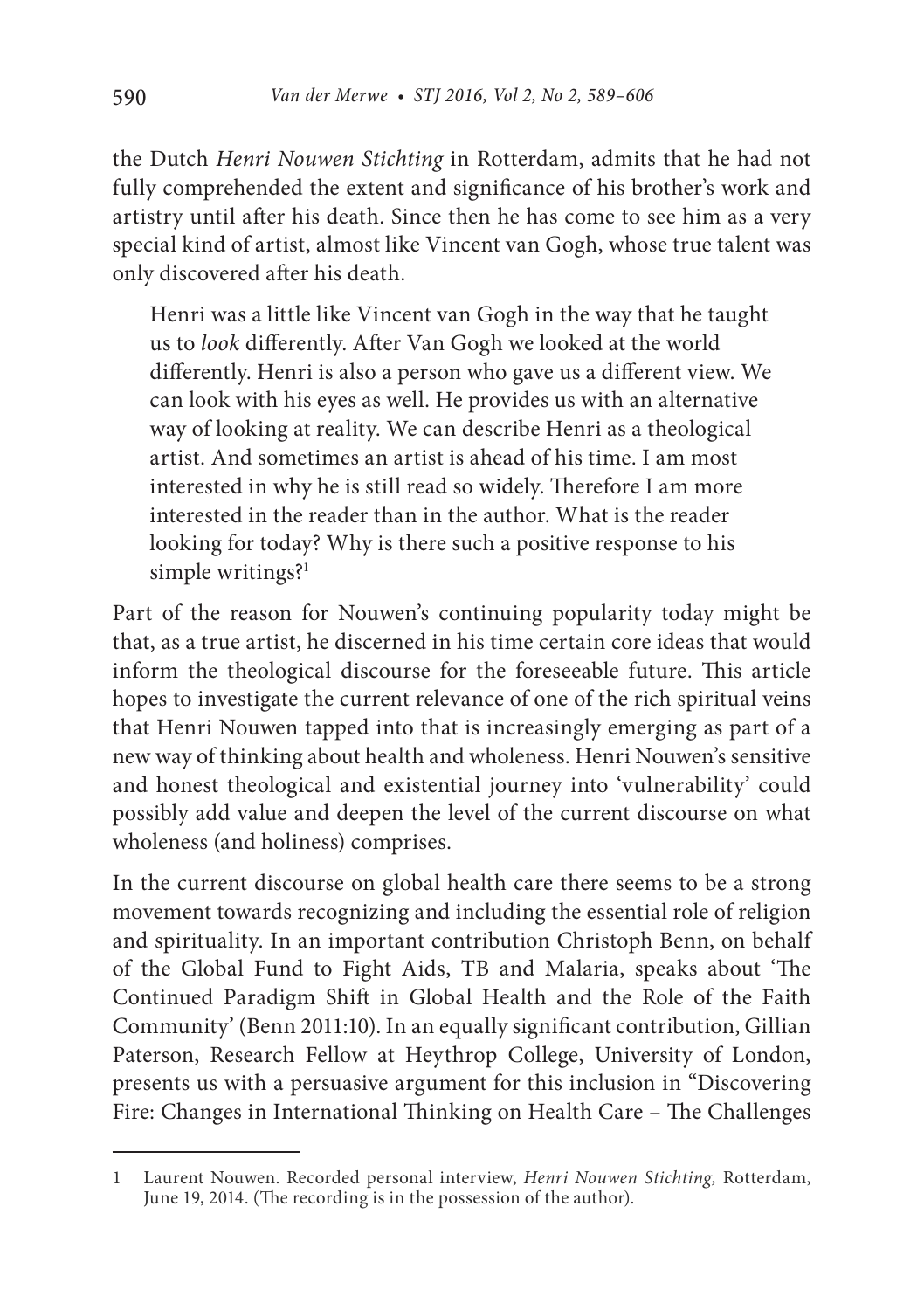the Dutch *Henri Nouwen Stichting* in Rotterdam, admits that he had not fully comprehended the extent and significance of his brother's work and artistry until after his death. Since then he has come to see him as a very special kind of artist, almost like Vincent van Gogh, whose true talent was only discovered after his death.

> Henri was a little like Vincent van Gogh in the way that he taught us to *look* differently. After Van Gogh we looked at the world differently. Henri is also a person who gave us a different view. We can look with his eyes as well. He provides us with an alternative way of looking at reality. We can describe Henri as a theological artist. And sometimes an artist is ahead of his time. I am most interested in why he is still read so widely. Therefore I am more interested in the reader than in the author. What is the reader looking for today? Why is there such a positive response to his simple writings?[1]

Part of the reason for Nouwen's continuing popularity today might be that, as a true artist, he discerned in his time certain core ideas that would inform the theological discourse for the foreseeable future. This article hopes to investigate the current relevance of one of the rich spiritual veins that Henri Nouwen tapped into that is increasingly emerging as part of a new way of thinking about health and wholeness. Henri Nouwen's sensitive and honest theological and existential journey into 'vulnerability' could possibly add value and deepen the level of the current discourse on what wholeness (and holiness) comprises.

In the current discourse on global health care there seems to be a strong movement towards recognizing and including the essential role of religion and spirituality. In an important contribution Christoph Benn, on behalf of the Global Fund to Fight Aids, TB and Malaria, speaks about 'The Continued Paradigm Shift in Global Health and the Role of the Faith Community' (Benn 2011:10). In an equally significant contribution, Gillian Paterson, Research Fellow at Heythrop College, University of London, presents us with a persuasive argument for this inclusion in "Discovering Fire: Changes in International Thinking on Health Care – The Challenges

---

1 Laurent Nouwen. Recorded personal interview, *Henri Nouwen Stichting,* Rotterdam, June 19, 2014. (The recording is in the possession of the author).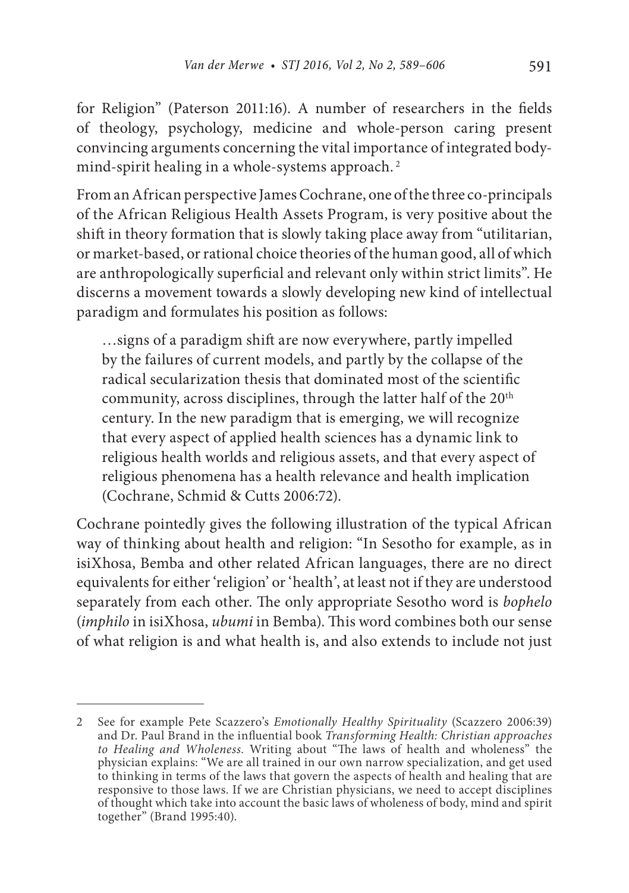for Religion" (Paterson 2011:16). A number of researchers in the fields of theology, psychology, medicine and whole-person caring present convincing arguments concerning the vital importance of integrated body-mind-spirit healing in a whole-systems approach. [2]

From an African perspective James Cochrane, one of the three co-principals of the African Religious Health Assets Program, is very positive about the shift in theory formation that is slowly taking place away from "utilitarian, or market-based, or rational choice theories of the human good, all of which are anthropologically superficial and relevant only within strict limits". He discerns a movement towards a slowly developing new kind of intellectual paradigm and formulates his position as follows:

> …signs of a paradigm shift are now everywhere, partly impelled by the failures of current models, and partly by the collapse of the radical secularization thesis that dominated most of the scientific community, across disciplines, through the latter half of the 20th century. In the new paradigm that is emerging, we will recognize that every aspect of applied health sciences has a dynamic link to religious health worlds and religious assets, and that every aspect of religious phenomena has a health relevance and health implication (Cochrane, Schmid & Cutts 2006:72).

Cochrane pointedly gives the following illustration of the typical African way of thinking about health and religion: "In Sesotho for example, as in isiXhosa, Bemba and other related African languages, there are no direct equivalents for either 'religion' or 'health', at least not if they are understood separately from each other. The only appropriate Sesotho word is *bophelo* (*imphilo* in isiXhosa, *ubumi* in Bemba). This word combines both our sense of what religion is and what health is, and also extends to include not just

---

2 See for example Pete Scazzero's *Emotionally Healthy Spirituality* (Scazzero 2006:39) and Dr. Paul Brand in the influential book *Transforming Health: Christian approaches to Healing and Wholeness.* Writing about "The laws of health and wholeness" the physician explains: "We are all trained in our own narrow specialization, and get used to thinking in terms of the laws that govern the aspects of health and healing that are responsive to those laws. If we are Christian physicians, we need to accept disciplines of thought which take into account the basic laws of wholeness of body, mind and spirit together" (Brand 1995:40).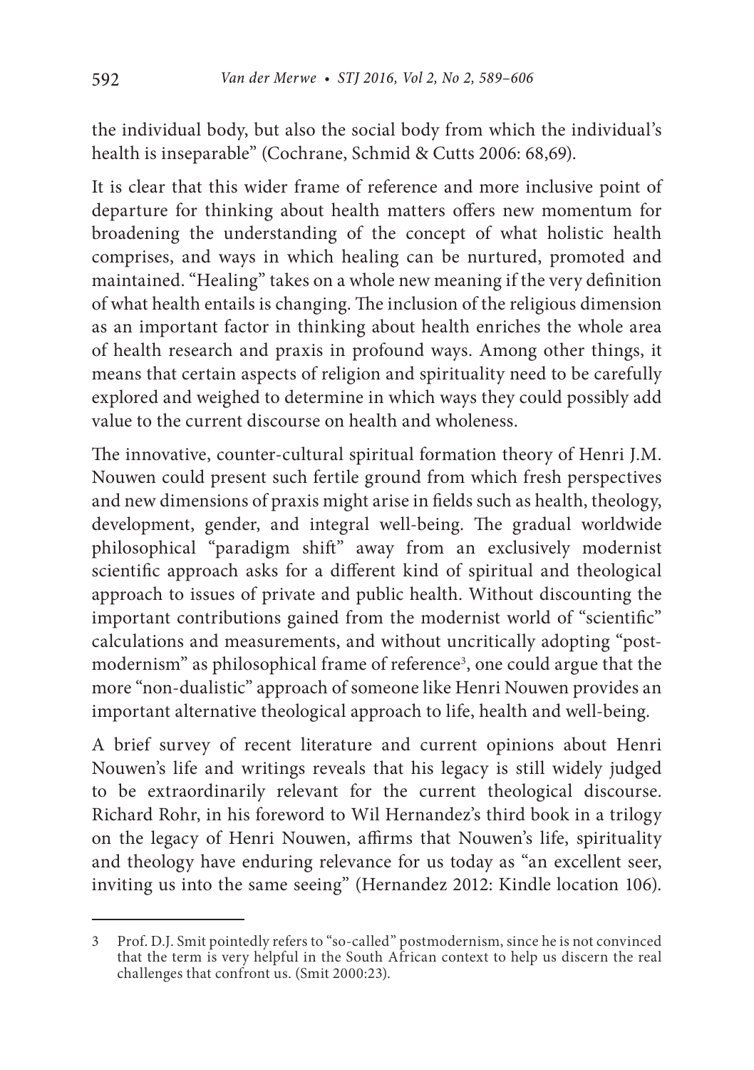the individual body, but also the social body from which the individual's health is inseparable" (Cochrane, Schmid & Cutts 2006: 68,69).

It is clear that this wider frame of reference and more inclusive point of departure for thinking about health matters offers new momentum for broadening the understanding of the concept of what holistic health comprises, and ways in which healing can be nurtured, promoted and maintained. "Healing" takes on a whole new meaning if the very definition of what health entails is changing. The inclusion of the religious dimension as an important factor in thinking about health enriches the whole area of health research and praxis in profound ways. Among other things, it means that certain aspects of religion and spirituality need to be carefully explored and weighed to determine in which ways they could possibly add value to the current discourse on health and wholeness.

The innovative, counter-cultural spiritual formation theory of Henri J.M. Nouwen could present such fertile ground from which fresh perspectives and new dimensions of praxis might arise in fields such as health, theology, development, gender, and integral well-being. The gradual worldwide philosophical "paradigm shift" away from an exclusively modernist scientific approach asks for a different kind of spiritual and theological approach to issues of private and public health. Without discounting the important contributions gained from the modernist world of "scientific" calculations and measurements, and without uncritically adopting "post-modernism" as philosophical frame of reference[3], one could argue that the more "non-dualistic" approach of someone like Henri Nouwen provides an important alternative theological approach to life, health and well-being.

A brief survey of recent literature and current opinions about Henri Nouwen's life and writings reveals that his legacy is still widely judged to be extraordinarily relevant for the current theological discourse. Richard Rohr, in his foreword to Wil Hernandez's third book in a trilogy on the legacy of Henri Nouwen, affirms that Nouwen's life, spirituality and theology have enduring relevance for us today as "an excellent seer, inviting us into the same seeing" (Hernandez 2012: Kindle location 106).

---

3 Prof. D.J. Smit pointedly refers to "so-called" postmodernism, since he is not convinced that the term is very helpful in the South African context to help us discern the real challenges that confront us. (Smit 2000:23).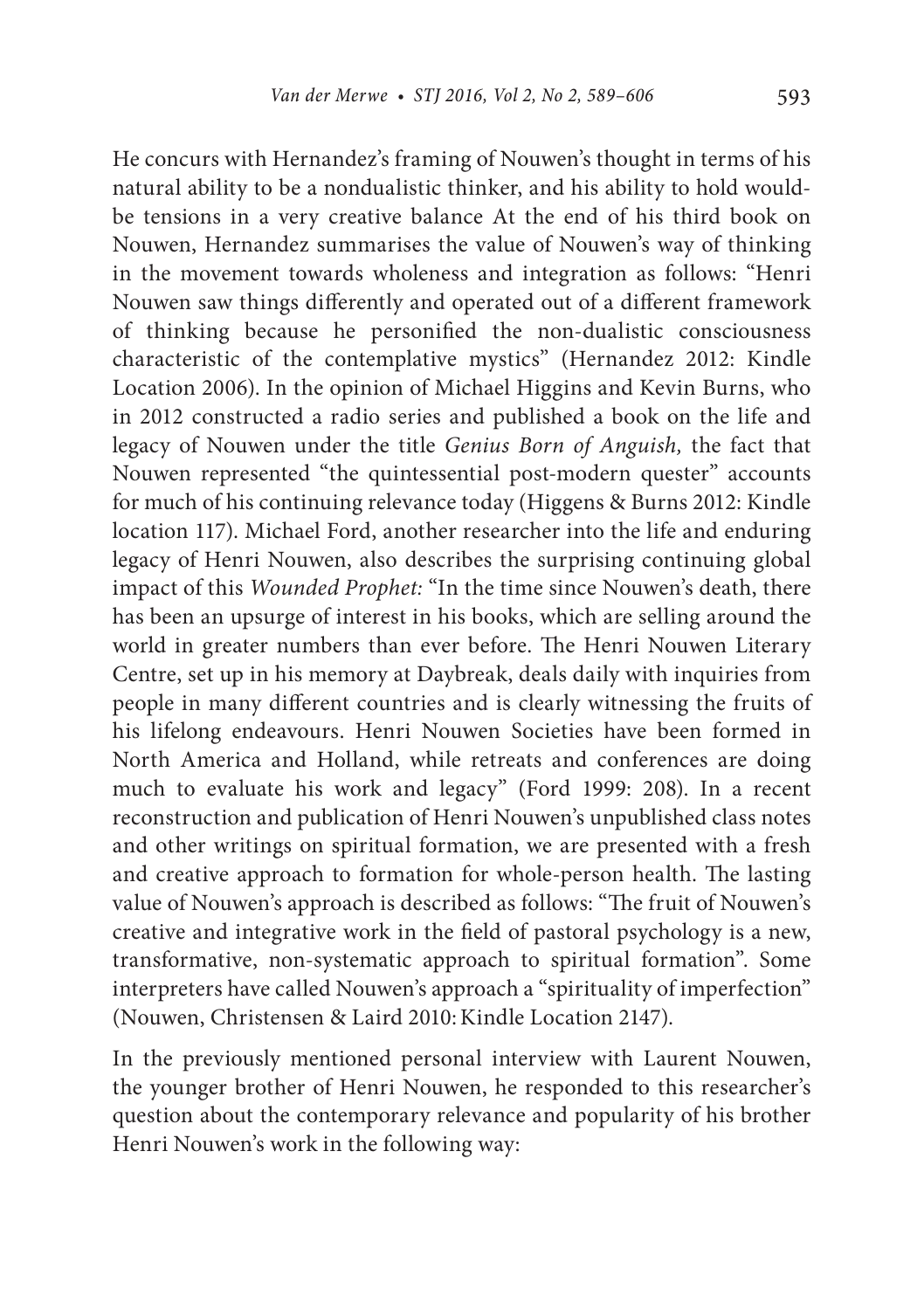He concurs with Hernandez's framing of Nouwen's thought in terms of his natural ability to be a nondualistic thinker, and his ability to hold would-be tensions in a very creative balance At the end of his third book on Nouwen, Hernandez summarises the value of Nouwen's way of thinking in the movement towards wholeness and integration as follows: "Henri Nouwen saw things differently and operated out of a different framework of thinking because he personified the non-dualistic consciousness characteristic of the contemplative mystics" (Hernandez 2012: Kindle Location 2006). In the opinion of Michael Higgins and Kevin Burns, who in 2012 constructed a radio series and published a book on the life and legacy of Nouwen under the title *Genius Born of Anguish,* the fact that Nouwen represented "the quintessential post-modern quester" accounts for much of his continuing relevance today (Higgens & Burns 2012: Kindle location 117). Michael Ford, another researcher into the life and enduring legacy of Henri Nouwen, also describes the surprising continuing global impact of this *Wounded Prophet:* "In the time since Nouwen's death, there has been an upsurge of interest in his books, which are selling around the world in greater numbers than ever before. The Henri Nouwen Literary Centre, set up in his memory at Daybreak, deals daily with inquiries from people in many different countries and is clearly witnessing the fruits of his lifelong endeavours. Henri Nouwen Societies have been formed in North America and Holland, while retreats and conferences are doing much to evaluate his work and legacy" (Ford 1999: 208). In a recent reconstruction and publication of Henri Nouwen's unpublished class notes and other writings on spiritual formation, we are presented with a fresh and creative approach to formation for whole-person health. The lasting value of Nouwen's approach is described as follows: "The fruit of Nouwen's creative and integrative work in the field of pastoral psychology is a new, transformative, non-systematic approach to spiritual formation". Some interpreters have called Nouwen's approach a "spirituality of imperfection" (Nouwen, Christensen & Laird 2010: Kindle Location 2147).

In the previously mentioned personal interview with Laurent Nouwen, the younger brother of Henri Nouwen, he responded to this researcher's question about the contemporary relevance and popularity of his brother Henri Nouwen's work in the following way: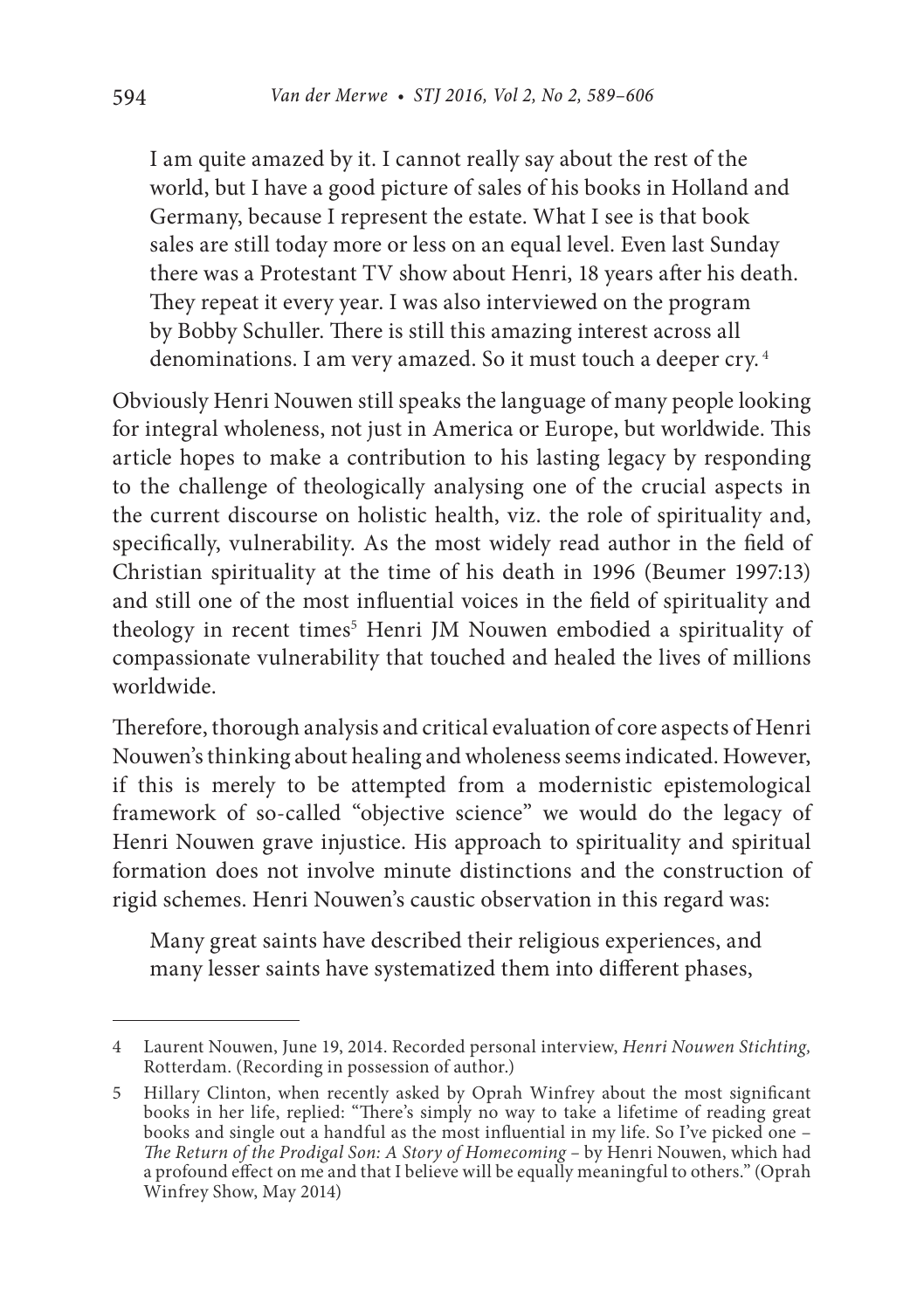> I am quite amazed by it. I cannot really say about the rest of the world, but I have a good picture of sales of his books in Holland and Germany, because I represent the estate. What I see is that book sales are still today more or less on an equal level. Even last Sunday there was a Protestant TV show about Henri, 18 years after his death. They repeat it every year. I was also interviewed on the program by Bobby Schuller. There is still this amazing interest across all denominations. I am very amazed. So it must touch a deeper cry. [4]

Obviously Henri Nouwen still speaks the language of many people looking for integral wholeness, not just in America or Europe, but worldwide. This article hopes to make a contribution to his lasting legacy by responding to the challenge of theologically analysing one of the crucial aspects in the current discourse on holistic health, viz. the role of spirituality and, specifically, vulnerability. As the most widely read author in the field of Christian spirituality at the time of his death in 1996 (Beumer 1997:13) and still one of the most influential voices in the field of spirituality and theology in recent times[5] Henri JM Nouwen embodied a spirituality of compassionate vulnerability that touched and healed the lives of millions worldwide.

Therefore, thorough analysis and critical evaluation of core aspects of Henri Nouwen's thinking about healing and wholeness seems indicated. However, if this is merely to be attempted from a modernistic epistemological framework of so-called "objective science" we would do the legacy of Henri Nouwen grave injustice. His approach to spirituality and spiritual formation does not involve minute distinctions and the construction of rigid schemes. Henri Nouwen's caustic observation in this regard was:

> Many great saints have described their religious experiences, and many lesser saints have systematized them into different phases,

---

4 Laurent Nouwen, June 19, 2014. Recorded personal interview, *Henri Nouwen Stichting,* Rotterdam. (Recording in possession of author.)

5 Hillary Clinton, when recently asked by Oprah Winfrey about the most significant books in her life, replied: "There's simply no way to take a lifetime of reading great books and single out a handful as the most influential in my life. So I've picked one – *The Return of the Prodigal Son: A Story of Homecoming* – by Henri Nouwen, which had a profound effect on me and that I believe will be equally meaningful to others." (Oprah Winfrey Show, May 2014)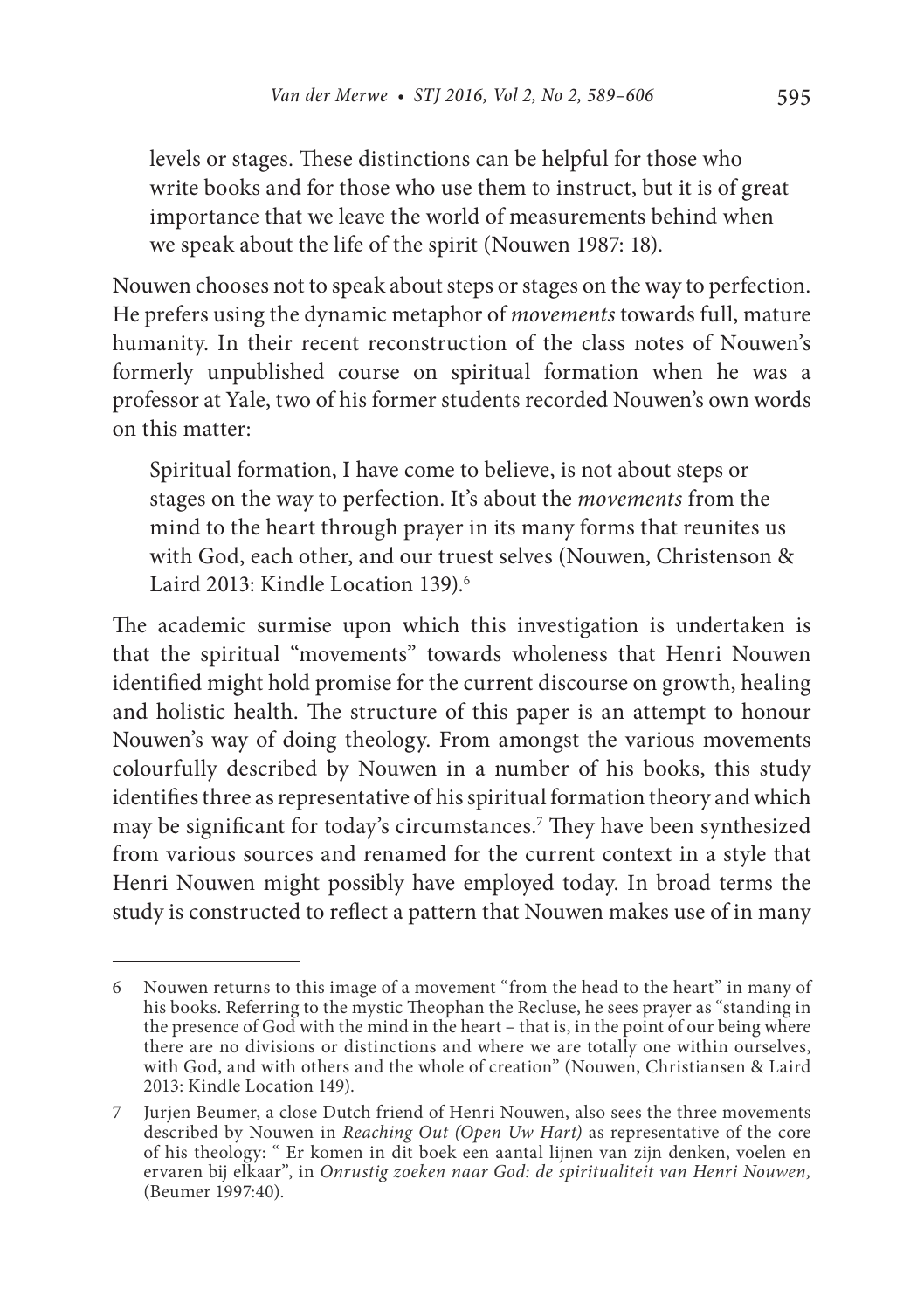levels or stages. These distinctions can be helpful for those who write books and for those who use them to instruct, but it is of great importance that we leave the world of measurements behind when we speak about the life of the spirit (Nouwen 1987: 18).

Nouwen chooses not to speak about steps or stages on the way to perfection. He prefers using the dynamic metaphor of *movements* towards full, mature humanity. In their recent reconstruction of the class notes of Nouwen's formerly unpublished course on spiritual formation when he was a professor at Yale, two of his former students recorded Nouwen's own words on this matter:

> Spiritual formation, I have come to believe, is not about steps or stages on the way to perfection. It's about the *movements* from the mind to the heart through prayer in its many forms that reunites us with God, each other, and our truest selves (Nouwen, Christenson & Laird 2013: Kindle Location 139).[6]

The academic surmise upon which this investigation is undertaken is that the spiritual "movements" towards wholeness that Henri Nouwen identified might hold promise for the current discourse on growth, healing and holistic health. The structure of this paper is an attempt to honour Nouwen's way of doing theology. From amongst the various movements colourfully described by Nouwen in a number of his books, this study identifies three as representative of his spiritual formation theory and which may be significant for today's circumstances.[7] They have been synthesized from various sources and renamed for the current context in a style that Henri Nouwen might possibly have employed today. In broad terms the study is constructed to reflect a pattern that Nouwen makes use of in many

---

6 Nouwen returns to this image of a movement "from the head to the heart" in many of his books. Referring to the mystic Theophan the Recluse, he sees prayer as "standing in the presence of God with the mind in the heart – that is, in the point of our being where there are no divisions or distinctions and where we are totally one within ourselves, with God, and with others and the whole of creation" (Nouwen, Christiansen & Laird 2013: Kindle Location 149).

7 Jurjen Beumer, a close Dutch friend of Henri Nouwen, also sees the three movements described by Nouwen in *Reaching Out (Open Uw Hart)* as representative of the core of his theology: " Er komen in dit boek een aantal lijnen van zijn denken, voelen en ervaren bij elkaar", in *Onrustig zoeken naar God: de spiritualiteit van Henri Nouwen*, (Beumer 1997:40).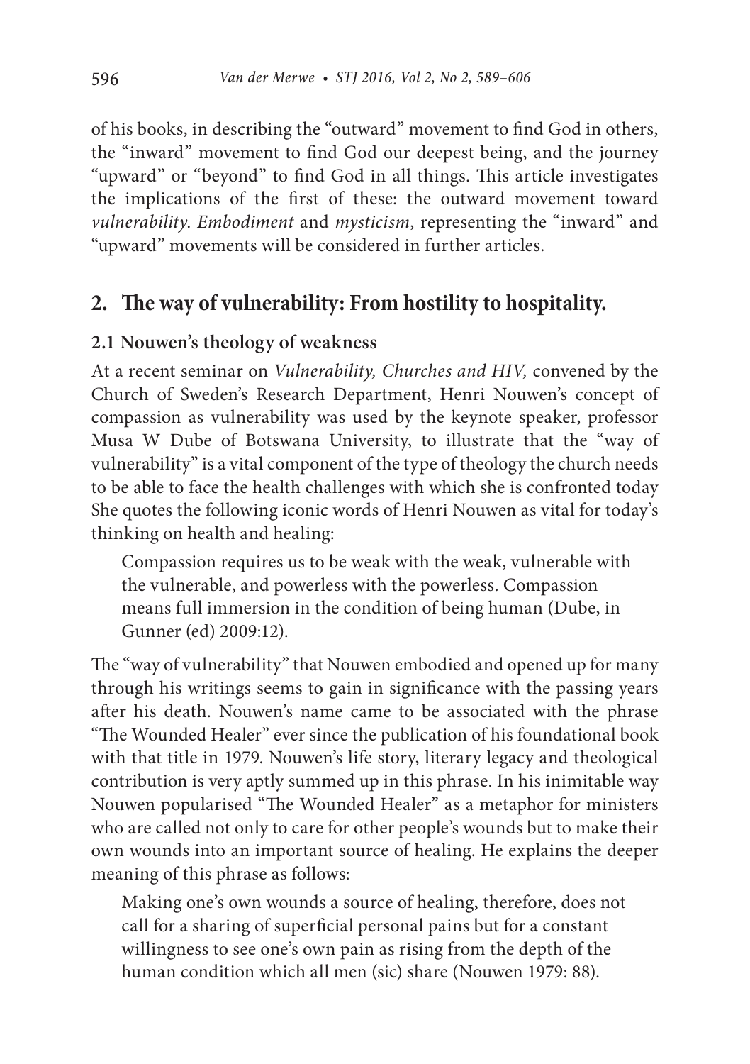of his books, in describing the "outward" movement to find God in others, the "inward" movement to find God our deepest being, and the journey "upward" or "beyond" to find God in all things. This article investigates the implications of the first of these: the outward movement toward *vulnerability*. *Embodiment* and *mysticism*, representing the "inward" and "upward" movements will be considered in further articles.

## 2. The way of vulnerability: From hostility to hospitality.

### 2.1 Nouwen's theology of weakness

At a recent seminar on *Vulnerability, Churches and HIV,* convened by the Church of Sweden's Research Department, Henri Nouwen's concept of compassion as vulnerability was used by the keynote speaker, professor Musa W Dube of Botswana University, to illustrate that the "way of vulnerability" is a vital component of the type of theology the church needs to be able to face the health challenges with which she is confronted today She quotes the following iconic words of Henri Nouwen as vital for today's thinking on health and healing:

> Compassion requires us to be weak with the weak, vulnerable with the vulnerable, and powerless with the powerless. Compassion means full immersion in the condition of being human (Dube, in Gunner (ed) 2009:12).

The "way of vulnerability" that Nouwen embodied and opened up for many through his writings seems to gain in significance with the passing years after his death. Nouwen's name came to be associated with the phrase "The Wounded Healer" ever since the publication of his foundational book with that title in 1979. Nouwen's life story, literary legacy and theological contribution is very aptly summed up in this phrase. In his inimitable way Nouwen popularised "The Wounded Healer" as a metaphor for ministers who are called not only to care for other people's wounds but to make their own wounds into an important source of healing. He explains the deeper meaning of this phrase as follows:

> Making one's own wounds a source of healing, therefore, does not call for a sharing of superficial personal pains but for a constant willingness to see one's own pain as rising from the depth of the human condition which all men (sic) share (Nouwen 1979: 88).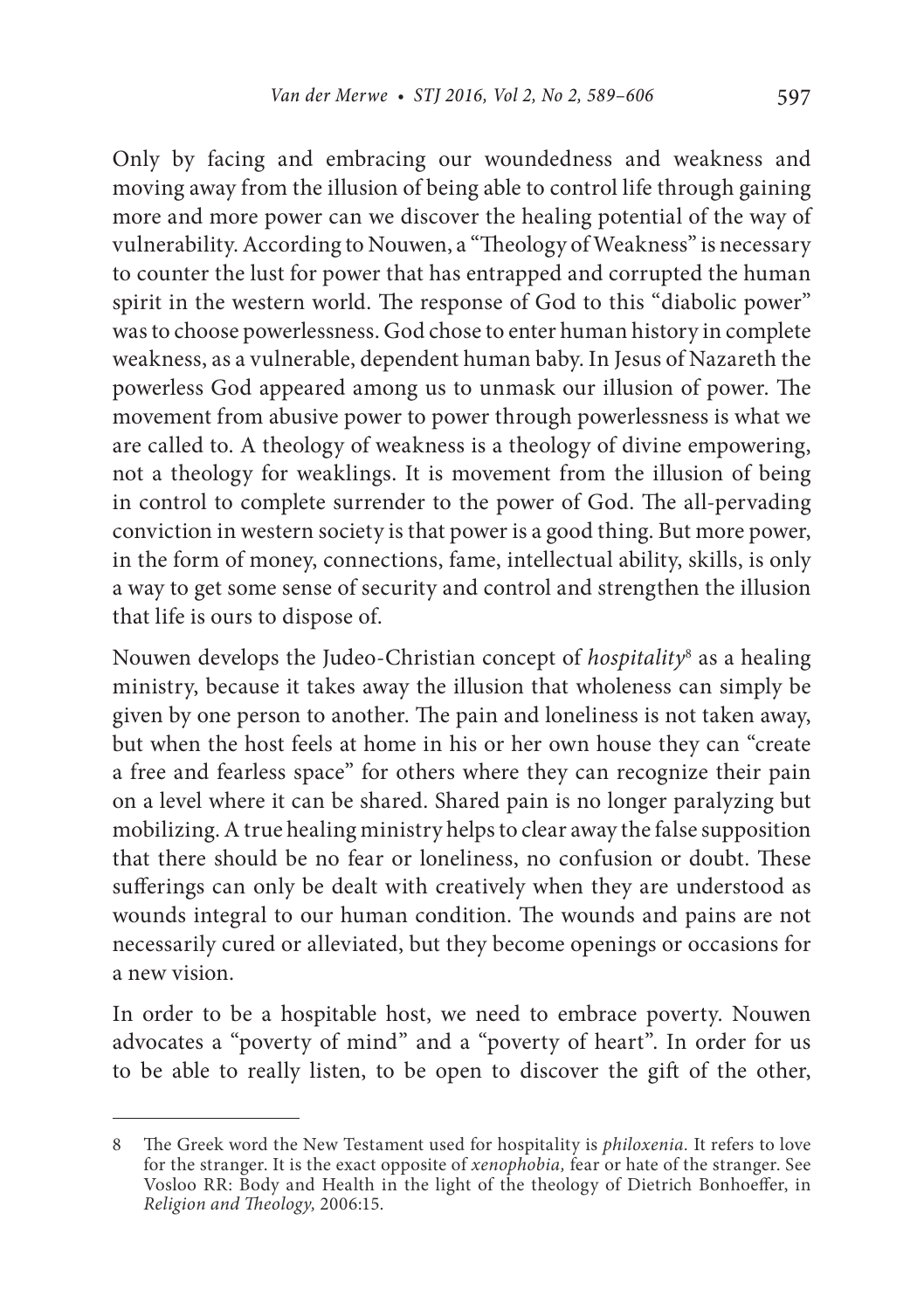Only by facing and embracing our woundedness and weakness and moving away from the illusion of being able to control life through gaining more and more power can we discover the healing potential of the way of vulnerability. According to Nouwen, a "Theology of Weakness" is necessary to counter the lust for power that has entrapped and corrupted the human spirit in the western world. The response of God to this "diabolic power" was to choose powerlessness. God chose to enter human history in complete weakness, as a vulnerable, dependent human baby. In Jesus of Nazareth the powerless God appeared among us to unmask our illusion of power. The movement from abusive power to power through powerlessness is what we are called to. A theology of weakness is a theology of divine empowering, not a theology for weaklings. It is movement from the illusion of being in control to complete surrender to the power of God. The all-pervading conviction in western society is that power is a good thing. But more power, in the form of money, connections, fame, intellectual ability, skills, is only a way to get some sense of security and control and strengthen the illusion that life is ours to dispose of.

Nouwen develops the Judeo-Christian concept of *hospitality*[8] as a healing ministry, because it takes away the illusion that wholeness can simply be given by one person to another. The pain and loneliness is not taken away, but when the host feels at home in his or her own house they can "create a free and fearless space" for others where they can recognize their pain on a level where it can be shared. Shared pain is no longer paralyzing but mobilizing. A true healing ministry helps to clear away the false supposition that there should be no fear or loneliness, no confusion or doubt. These sufferings can only be dealt with creatively when they are understood as wounds integral to our human condition. The wounds and pains are not necessarily cured or alleviated, but they become openings or occasions for a new vision.

In order to be a hospitable host, we need to embrace poverty. Nouwen advocates a "poverty of mind" and a "poverty of heart". In order for us to be able to really listen, to be open to discover the gift of the other,

---

8 The Greek word the New Testament used for hospitality is *philoxenia*. It refers to love for the stranger. It is the exact opposite of *xenophobia*, fear or hate of the stranger. See Vosloo RR: Body and Health in the light of the theology of Dietrich Bonhoeffer, in *Religion and Theology*, 2006:15.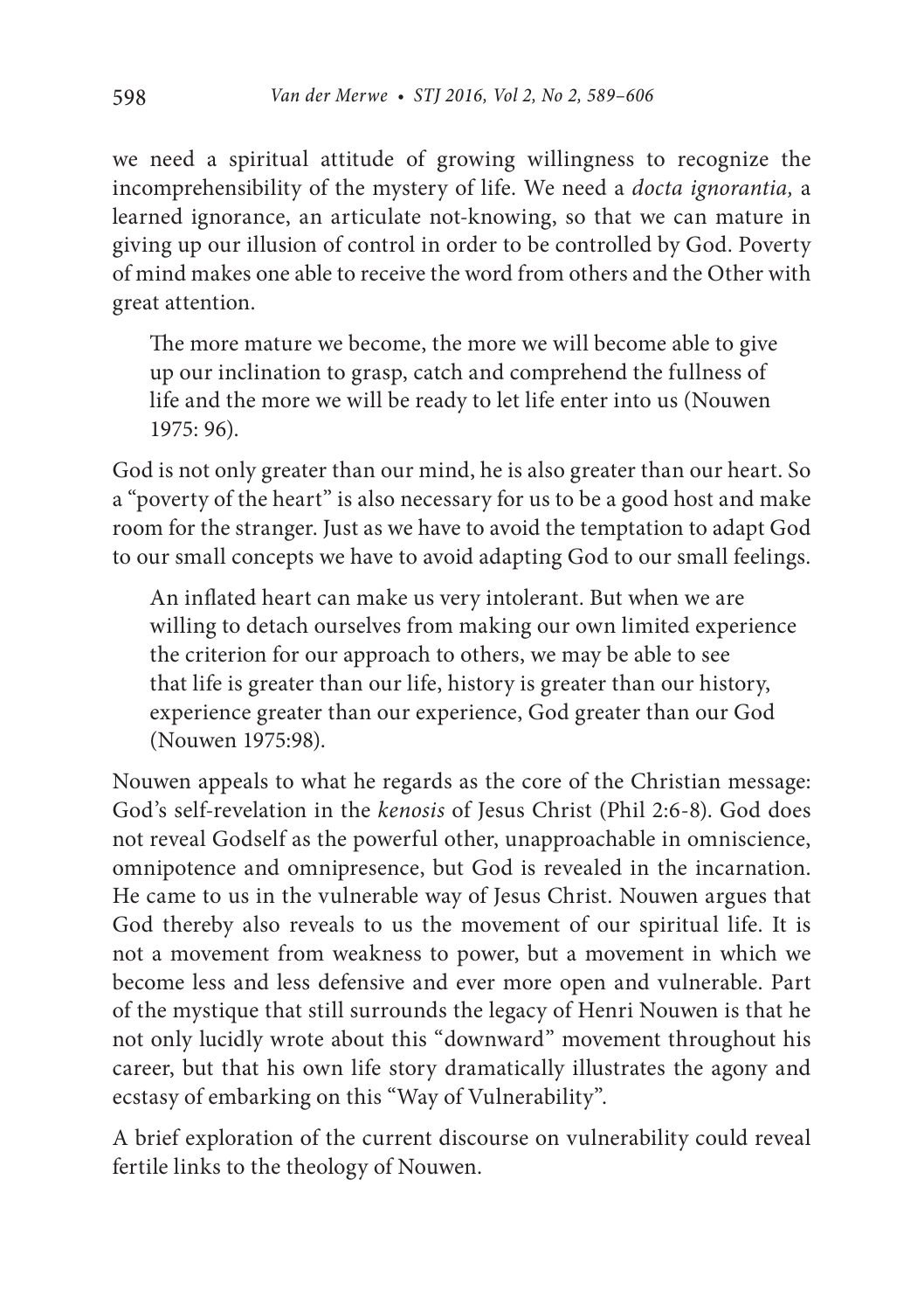we need a spiritual attitude of growing willingness to recognize the incomprehensibility of the mystery of life. We need a *docta ignorantia,* a learned ignorance, an articulate not-knowing, so that we can mature in giving up our illusion of control in order to be controlled by God. Poverty of mind makes one able to receive the word from others and the Other with great attention.

> The more mature we become, the more we will become able to give up our inclination to grasp, catch and comprehend the fullness of life and the more we will be ready to let life enter into us (Nouwen 1975: 96).

God is not only greater than our mind, he is also greater than our heart. So a "poverty of the heart" is also necessary for us to be a good host and make room for the stranger. Just as we have to avoid the temptation to adapt God to our small concepts we have to avoid adapting God to our small feelings.

> An inflated heart can make us very intolerant. But when we are willing to detach ourselves from making our own limited experience the criterion for our approach to others, we may be able to see that life is greater than our life, history is greater than our history, experience greater than our experience, God greater than our God (Nouwen 1975:98).

Nouwen appeals to what he regards as the core of the Christian message: God's self-revelation in the *kenosis* of Jesus Christ (Phil 2:6-8). God does not reveal Godself as the powerful other, unapproachable in omniscience, omnipotence and omnipresence, but God is revealed in the incarnation. He came to us in the vulnerable way of Jesus Christ. Nouwen argues that God thereby also reveals to us the movement of our spiritual life. It is not a movement from weakness to power, but a movement in which we become less and less defensive and ever more open and vulnerable. Part of the mystique that still surrounds the legacy of Henri Nouwen is that he not only lucidly wrote about this "downward" movement throughout his career, but that his own life story dramatically illustrates the agony and ecstasy of embarking on this "Way of Vulnerability".

A brief exploration of the current discourse on vulnerability could reveal fertile links to the theology of Nouwen.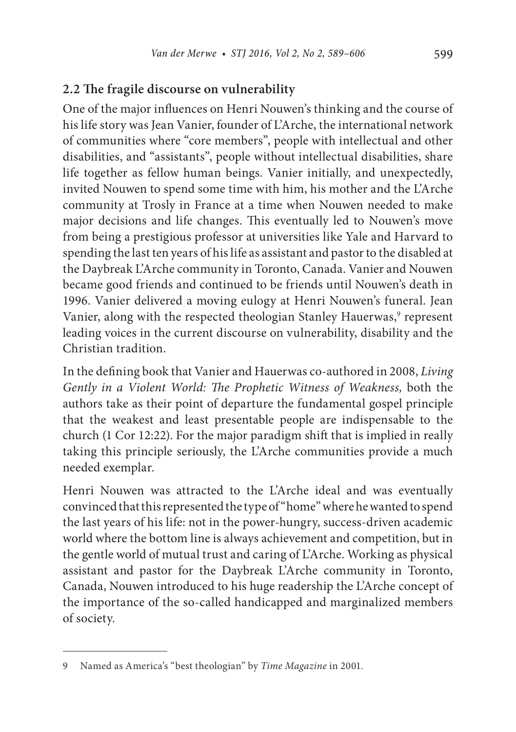## 2.2 The fragile discourse on vulnerability

One of the major influences on Henri Nouwen's thinking and the course of his life story was Jean Vanier, founder of L'Arche, the international network of communities where "core members", people with intellectual and other disabilities, and "assistants", people without intellectual disabilities, share life together as fellow human beings. Vanier initially, and unexpectedly, invited Nouwen to spend some time with him, his mother and the L'Arche community at Trosly in France at a time when Nouwen needed to make major decisions and life changes. This eventually led to Nouwen's move from being a prestigious professor at universities like Yale and Harvard to spending the last ten years of his life as assistant and pastor to the disabled at the Daybreak L'Arche community in Toronto, Canada. Vanier and Nouwen became good friends and continued to be friends until Nouwen's death in 1996. Vanier delivered a moving eulogy at Henri Nouwen's funeral. Jean Vanier, along with the respected theologian Stanley Hauerwas,[9] represent leading voices in the current discourse on vulnerability, disability and the Christian tradition.

In the defining book that Vanier and Hauerwas co-authored in 2008, *Living Gently in a Violent World: The Prophetic Witness of Weakness,* both the authors take as their point of departure the fundamental gospel principle that the weakest and least presentable people are indispensable to the church (1 Cor 12:22). For the major paradigm shift that is implied in really taking this principle seriously, the L'Arche communities provide a much needed exemplar.

Henri Nouwen was attracted to the L'Arche ideal and was eventually convinced that this represented the type of "home" where he wanted to spend the last years of his life: not in the power-hungry, success-driven academic world where the bottom line is always achievement and competition, but in the gentle world of mutual trust and caring of L'Arche. Working as physical assistant and pastor for the Daybreak L'Arche community in Toronto, Canada, Nouwen introduced to his huge readership the L'Arche concept of the importance of the so-called handicapped and marginalized members of society.

---

9 Named as America's "best theologian" by *Time Magazine* in 2001.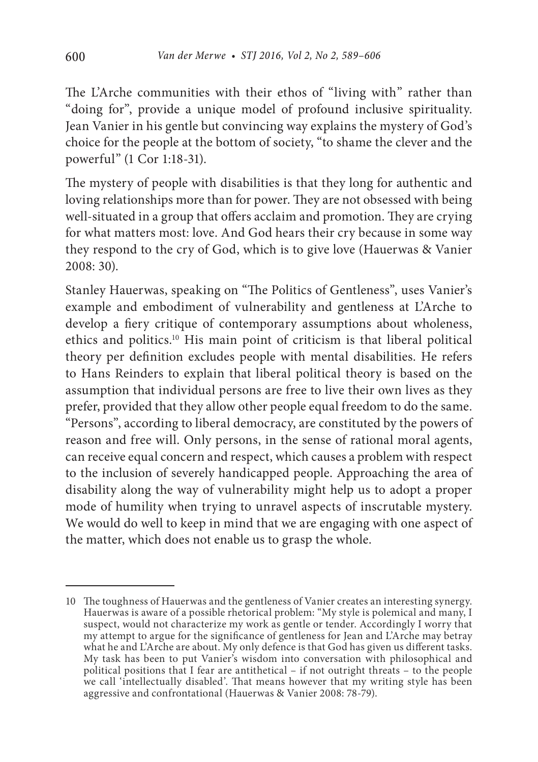The L'Arche communities with their ethos of "living with" rather than "doing for", provide a unique model of profound inclusive spirituality. Jean Vanier in his gentle but convincing way explains the mystery of God's choice for the people at the bottom of society, "to shame the clever and the powerful" (1 Cor 1:18-31).

The mystery of people with disabilities is that they long for authentic and loving relationships more than for power. They are not obsessed with being well-situated in a group that offers acclaim and promotion. They are crying for what matters most: love. And God hears their cry because in some way they respond to the cry of God, which is to give love (Hauerwas & Vanier 2008: 30).

Stanley Hauerwas, speaking on "The Politics of Gentleness", uses Vanier's example and embodiment of vulnerability and gentleness at L'Arche to develop a fiery critique of contemporary assumptions about wholeness, ethics and politics.[10] His main point of criticism is that liberal political theory per definition excludes people with mental disabilities. He refers to Hans Reinders to explain that liberal political theory is based on the assumption that individual persons are free to live their own lives as they prefer, provided that they allow other people equal freedom to do the same. "Persons", according to liberal democracy, are constituted by the powers of reason and free will. Only persons, in the sense of rational moral agents, can receive equal concern and respect, which causes a problem with respect to the inclusion of severely handicapped people. Approaching the area of disability along the way of vulnerability might help us to adopt a proper mode of humility when trying to unravel aspects of inscrutable mystery. We would do well to keep in mind that we are engaging with one aspect of the matter, which does not enable us to grasp the whole.

---

10 The toughness of Hauerwas and the gentleness of Vanier creates an interesting synergy. Hauerwas is aware of a possible rhetorical problem: "My style is polemical and many, I suspect, would not characterize my work as gentle or tender. Accordingly I worry that my attempt to argue for the significance of gentleness for Jean and L'Arche may betray what he and L'Arche are about. My only defence is that God has given us different tasks. My task has been to put Vanier's wisdom into conversation with philosophical and political positions that I fear are antithetical – if not outright threats – to the people we call 'intellectually disabled'. That means however that my writing style has been aggressive and confrontational (Hauerwas & Vanier 2008: 78-79).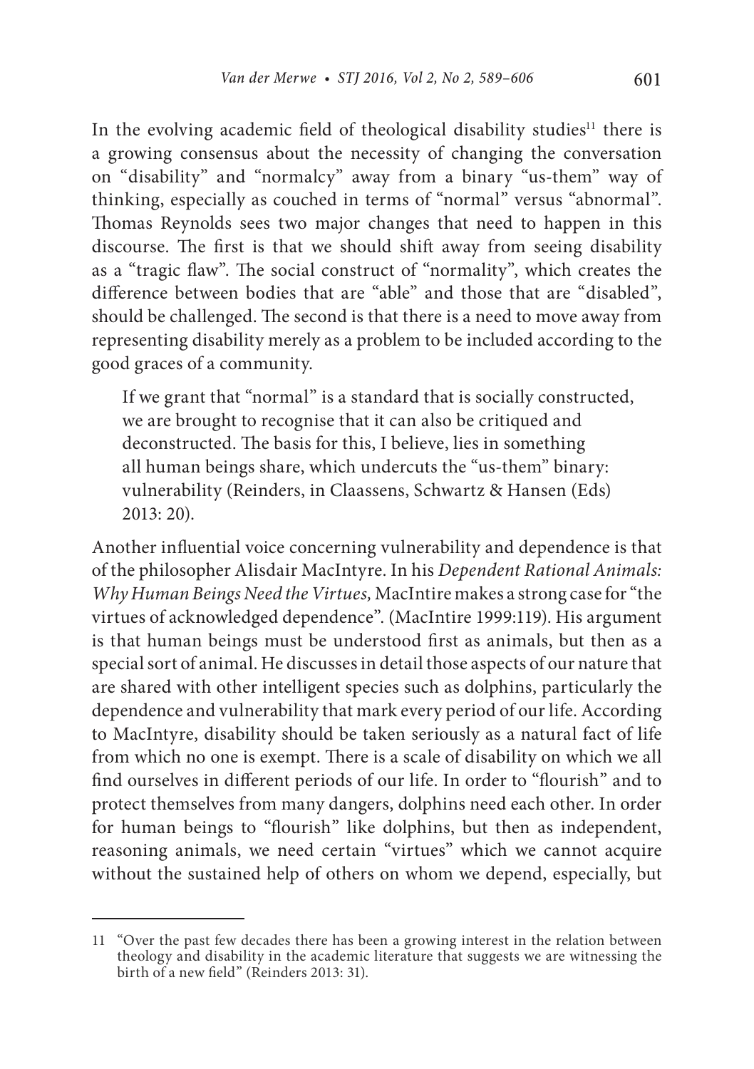In the evolving academic field of theological disability studies[11] there is a growing consensus about the necessity of changing the conversation on "disability" and "normalcy" away from a binary "us-them" way of thinking, especially as couched in terms of "normal" versus "abnormal". Thomas Reynolds sees two major changes that need to happen in this discourse. The first is that we should shift away from seeing disability as a "tragic flaw". The social construct of "normality", which creates the difference between bodies that are "able" and those that are "disabled", should be challenged. The second is that there is a need to move away from representing disability merely as a problem to be included according to the good graces of a community.

> If we grant that "normal" is a standard that is socially constructed, we are brought to recognise that it can also be critiqued and deconstructed. The basis for this, I believe, lies in something all human beings share, which undercuts the "us-them" binary: vulnerability (Reinders, in Claassens, Schwartz & Hansen (Eds) 2013: 20).

Another influential voice concerning vulnerability and dependence is that of the philosopher Alisdair MacIntyre. In his *Dependent Rational Animals: Why Human Beings Need the Virtues,* MacIntire makes a strong case for "the virtues of acknowledged dependence". (MacIntire 1999:119). His argument is that human beings must be understood first as animals, but then as a special sort of animal. He discusses in detail those aspects of our nature that are shared with other intelligent species such as dolphins, particularly the dependence and vulnerability that mark every period of our life. According to MacIntyre, disability should be taken seriously as a natural fact of life from which no one is exempt. There is a scale of disability on which we all find ourselves in different periods of our life. In order to "flourish" and to protect themselves from many dangers, dolphins need each other. In order for human beings to "flourish" like dolphins, but then as independent, reasoning animals, we need certain "virtues" which we cannot acquire without the sustained help of others on whom we depend, especially, but

---

11 "Over the past few decades there has been a growing interest in the relation between theology and disability in the academic literature that suggests we are witnessing the birth of a new field" (Reinders 2013: 31).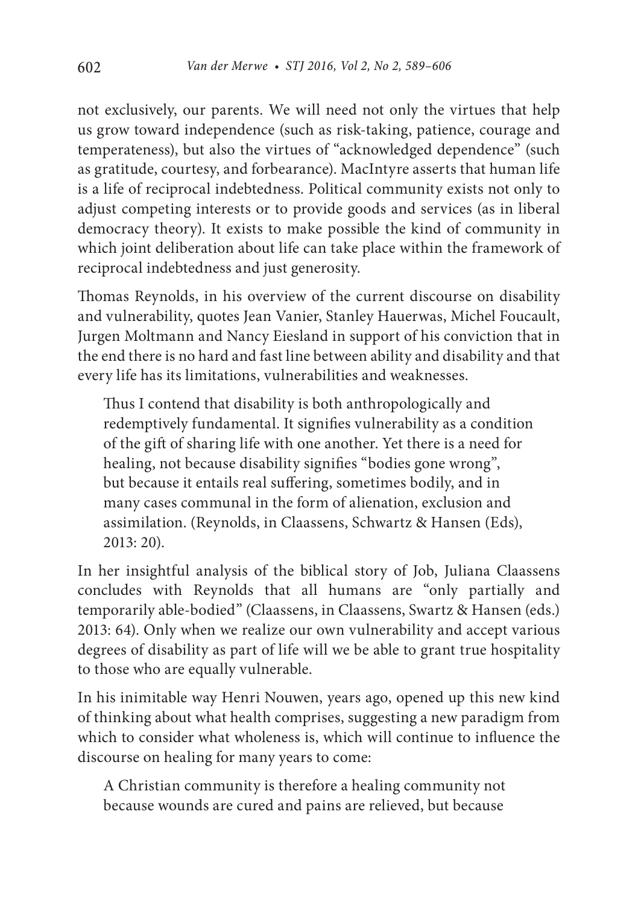not exclusively, our parents. We will need not only the virtues that help us grow toward independence (such as risk-taking, patience, courage and temperateness), but also the virtues of "acknowledged dependence" (such as gratitude, courtesy, and forbearance). MacIntyre asserts that human life is a life of reciprocal indebtedness. Political community exists not only to adjust competing interests or to provide goods and services (as in liberal democracy theory). It exists to make possible the kind of community in which joint deliberation about life can take place within the framework of reciprocal indebtedness and just generosity.

Thomas Reynolds, in his overview of the current discourse on disability and vulnerability, quotes Jean Vanier, Stanley Hauerwas, Michel Foucault, Jurgen Moltmann and Nancy Eiesland in support of his conviction that in the end there is no hard and fast line between ability and disability and that every life has its limitations, vulnerabilities and weaknesses.

> Thus I contend that disability is both anthropologically and redemptively fundamental. It signifies vulnerability as a condition of the gift of sharing life with one another. Yet there is a need for healing, not because disability signifies "bodies gone wrong", but because it entails real suffering, sometimes bodily, and in many cases communal in the form of alienation, exclusion and assimilation. (Reynolds, in Claassens, Schwartz & Hansen (Eds), 2013: 20).

In her insightful analysis of the biblical story of Job, Juliana Claassens concludes with Reynolds that all humans are "only partially and temporarily able-bodied" (Claassens, in Claassens, Swartz & Hansen (eds.) 2013: 64). Only when we realize our own vulnerability and accept various degrees of disability as part of life will we be able to grant true hospitality to those who are equally vulnerable.

In his inimitable way Henri Nouwen, years ago, opened up this new kind of thinking about what health comprises, suggesting a new paradigm from which to consider what wholeness is, which will continue to influence the discourse on healing for many years to come:

> A Christian community is therefore a healing community not because wounds are cured and pains are relieved, but because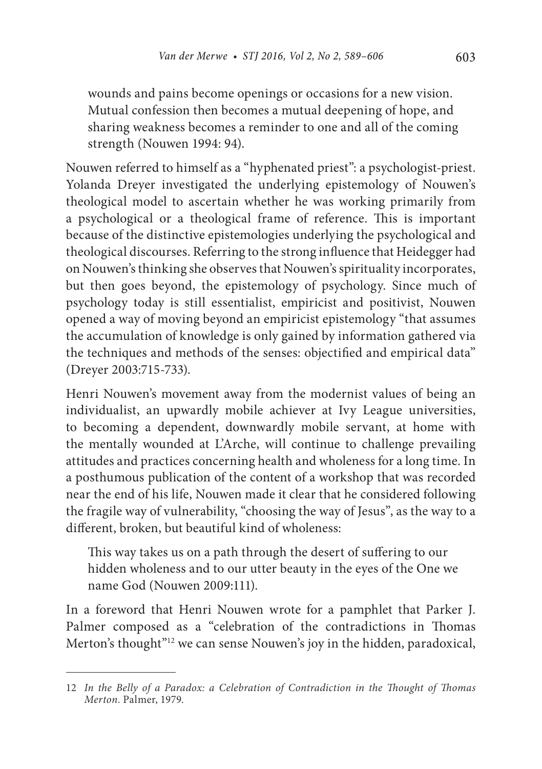> wounds and pains become openings or occasions for a new vision. Mutual confession then becomes a mutual deepening of hope, and sharing weakness becomes a reminder to one and all of the coming strength (Nouwen 1994: 94).

Nouwen referred to himself as a "hyphenated priest": a psychologist-priest. Yolanda Dreyer investigated the underlying epistemology of Nouwen's theological model to ascertain whether he was working primarily from a psychological or a theological frame of reference. This is important because of the distinctive epistemologies underlying the psychological and theological discourses. Referring to the strong influence that Heidegger had on Nouwen's thinking she observes that Nouwen's spirituality incorporates, but then goes beyond, the epistemology of psychology. Since much of psychology today is still essentialist, empiricist and positivist, Nouwen opened a way of moving beyond an empiricist epistemology "that assumes the accumulation of knowledge is only gained by information gathered via the techniques and methods of the senses: objectified and empirical data" (Dreyer 2003:715-733).

Henri Nouwen's movement away from the modernist values of being an individualist, an upwardly mobile achiever at Ivy League universities, to becoming a dependent, downwardly mobile servant, at home with the mentally wounded at L'Arche, will continue to challenge prevailing attitudes and practices concerning health and wholeness for a long time. In a posthumous publication of the content of a workshop that was recorded near the end of his life, Nouwen made it clear that he considered following the fragile way of vulnerability, "choosing the way of Jesus", as the way to a different, broken, but beautiful kind of wholeness:

> This way takes us on a path through the desert of suffering to our hidden wholeness and to our utter beauty in the eyes of the One we name God (Nouwen 2009:111).

In a foreword that Henri Nouwen wrote for a pamphlet that Parker J. Palmer composed as a "celebration of the contradictions in Thomas Merton's thought"[12] we can sense Nouwen's joy in the hidden, paradoxical,

---

12 *In the Belly of a Paradox: a Celebration of Contradiction in the Thought of Thomas Merton.* Palmer, 1979.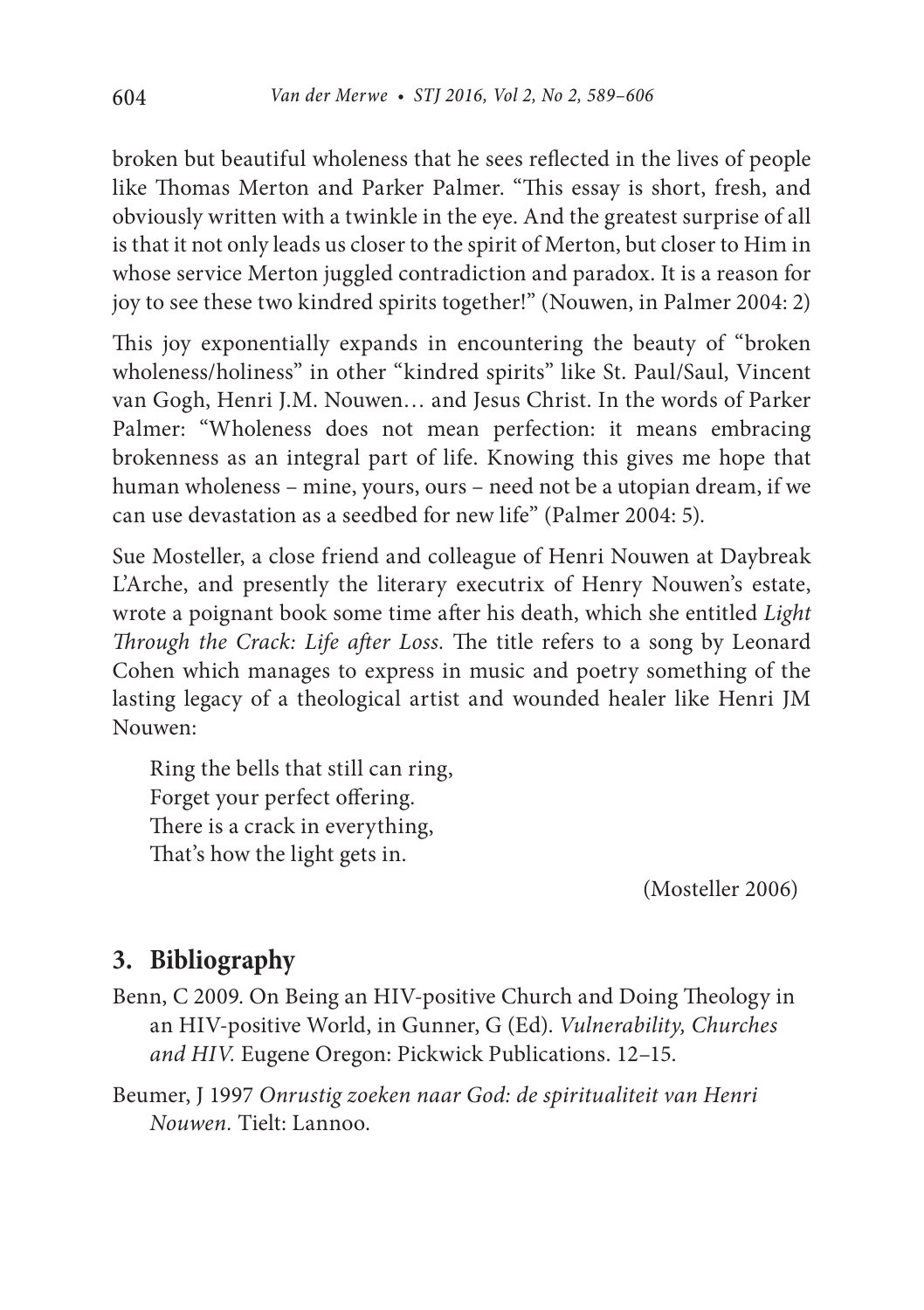broken but beautiful wholeness that he sees reflected in the lives of people like Thomas Merton and Parker Palmer. "This essay is short, fresh, and obviously written with a twinkle in the eye. And the greatest surprise of all is that it not only leads us closer to the spirit of Merton, but closer to Him in whose service Merton juggled contradiction and paradox. It is a reason for joy to see these two kindred spirits together!" (Nouwen, in Palmer 2004: 2)

This joy exponentially expands in encountering the beauty of "broken wholeness/holiness" in other "kindred spirits" like St. Paul/Saul, Vincent van Gogh, Henri J.M. Nouwen… and Jesus Christ. In the words of Parker Palmer: "Wholeness does not mean perfection: it means embracing brokenness as an integral part of life. Knowing this gives me hope that human wholeness – mine, yours, ours – need not be a utopian dream, if we can use devastation as a seedbed for new life" (Palmer 2004: 5).

Sue Mosteller, a close friend and colleague of Henri Nouwen at Daybreak L'Arche, and presently the literary executrix of Henry Nouwen's estate, wrote a poignant book some time after his death, which she entitled *Light Through the Crack: Life after Loss.* The title refers to a song by Leonard Cohen which manages to express in music and poetry something of the lasting legacy of a theological artist and wounded healer like Henri JM Nouwen:

> Ring the bells that still can ring,
> Forget your perfect offering.
> There is a crack in everything,
> That's how the light gets in.

(Mosteller 2006)

## 3. Bibliography

Benn, C 2009. On Being an HIV-positive Church and Doing Theology in an HIV-positive World, in Gunner, G (Ed). *Vulnerability, Churches and HIV.* Eugene Oregon: Pickwick Publications. 12–15.

Beumer, J 1997 *Onrustig zoeken naar God: de spiritualiteit van Henri Nouwen.* Tielt: Lannoo.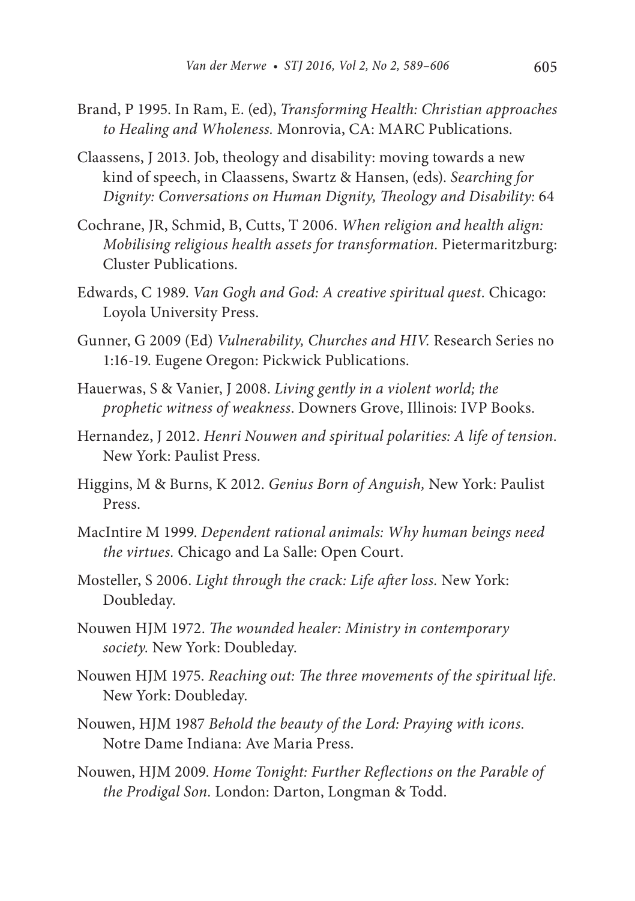Brand, P 1995. In Ram, E. (ed), *Transforming Health: Christian approaches to Healing and Wholeness.* Monrovia, CA: MARC Publications.

Claassens, J 2013. Job, theology and disability: moving towards a new kind of speech, in Claassens, Swartz & Hansen, (eds). *Searching for Dignity: Conversations on Human Dignity, Theology and Disability:* 64

Cochrane, JR, Schmid, B, Cutts, T 2006. *When religion and health align: Mobilising religious health assets for transformation.* Pietermaritzburg: Cluster Publications.

Edwards, C 1989. *Van Gogh and God: A creative spiritual quest.* Chicago: Loyola University Press.

Gunner, G 2009 (Ed) *Vulnerability, Churches and HIV.* Research Series no 1:16-19. Eugene Oregon: Pickwick Publications.

Hauerwas, S & Vanier, J 2008. *Living gently in a violent world; the prophetic witness of weakness*. Downers Grove, Illinois: IVP Books.

Hernandez, J 2012. *Henri Nouwen and spiritual polarities: A life of tension.* New York: Paulist Press.

Higgins, M & Burns, K 2012. *Genius Born of Anguish,* New York: Paulist Press.

MacIntire M 1999. *Dependent rational animals: Why human beings need the virtues.* Chicago and La Salle: Open Court.

Mosteller, S 2006. *Light through the crack: Life after loss.* New York: Doubleday.

Nouwen HJM 1972. *The wounded healer: Ministry in contemporary society.* New York: Doubleday.

Nouwen HJM 1975. *Reaching out: The three movements of the spiritual life.* New York: Doubleday.

Nouwen, HJM 1987 *Behold the beauty of the Lord: Praying with icons.* Notre Dame Indiana: Ave Maria Press.

Nouwen, HJM 2009. *Home Tonight: Further Reflections on the Parable of the Prodigal Son.* London: Darton, Longman & Todd.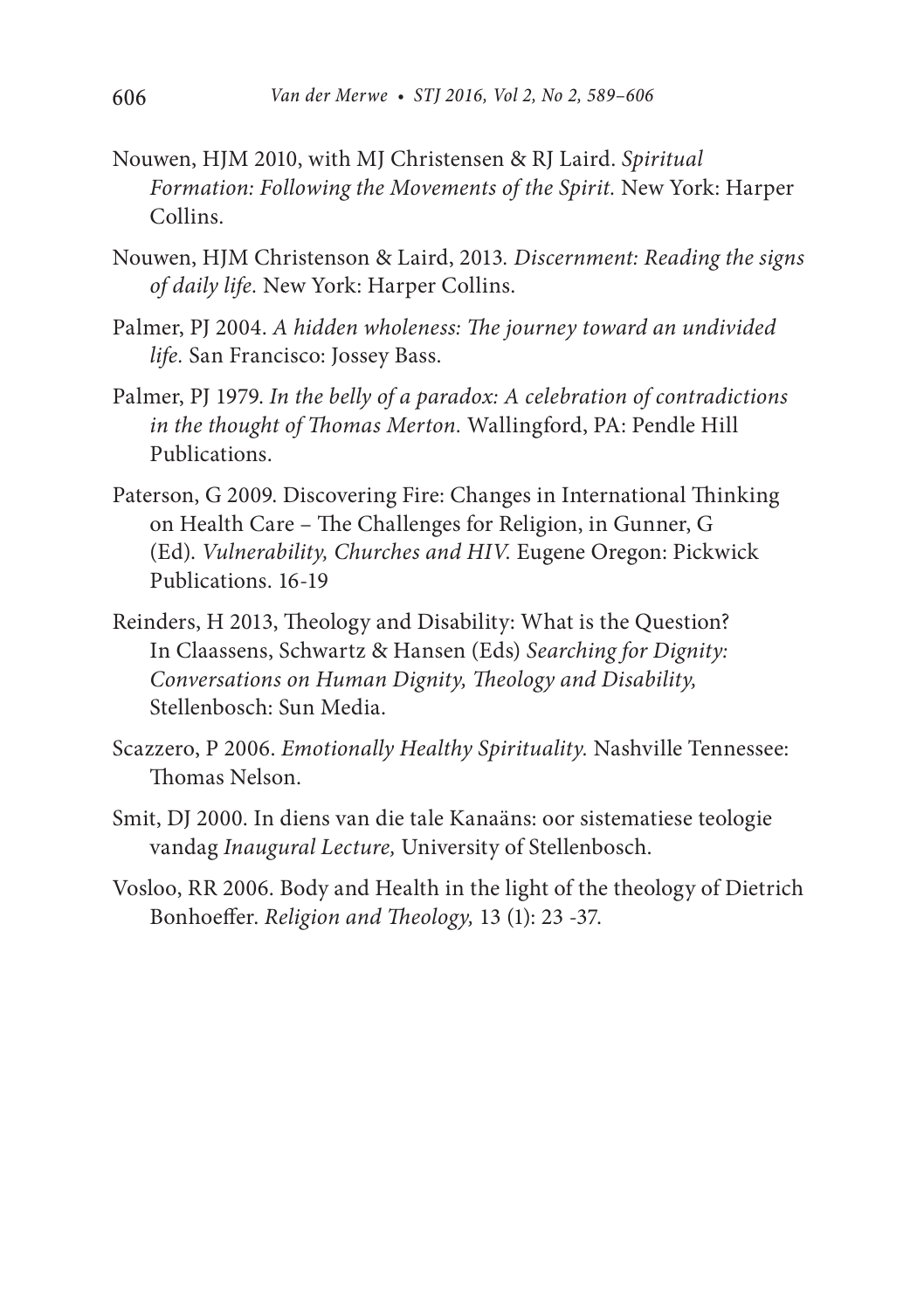Nouwen, HJM 2010, with MJ Christensen & RJ Laird. *Spiritual Formation: Following the Movements of the Spirit.* New York: Harper Collins.

Nouwen, HJM Christenson & Laird, 2013. *Discernment: Reading the signs of daily life.* New York: Harper Collins.

Palmer, PJ 2004. *A hidden wholeness: The journey toward an undivided life.* San Francisco: Jossey Bass.

Palmer, PJ 1979. *In the belly of a paradox: A celebration of contradictions in the thought of Thomas Merton.* Wallingford, PA: Pendle Hill Publications.

Paterson, G 2009. Discovering Fire: Changes in International Thinking on Health Care – The Challenges for Religion, in Gunner, G (Ed). *Vulnerability, Churches and HIV.* Eugene Oregon: Pickwick Publications. 16-19

Reinders, H 2013, Theology and Disability: What is the Question? In Claassens, Schwartz & Hansen (Eds) *Searching for Dignity: Conversations on Human Dignity, Theology and Disability,* Stellenbosch: Sun Media.

Scazzero, P 2006. *Emotionally Healthy Spirituality.* Nashville Tennessee: Thomas Nelson.

Smit, DJ 2000. In diens van die tale Kanaäns: oor sistematiese teologie vandag *Inaugural Lecture,* University of Stellenbosch.

Vosloo, RR 2006. Body and Health in the light of the theology of Dietrich Bonhoeffer. *Religion and Theology,* 13 (1): 23 -37.